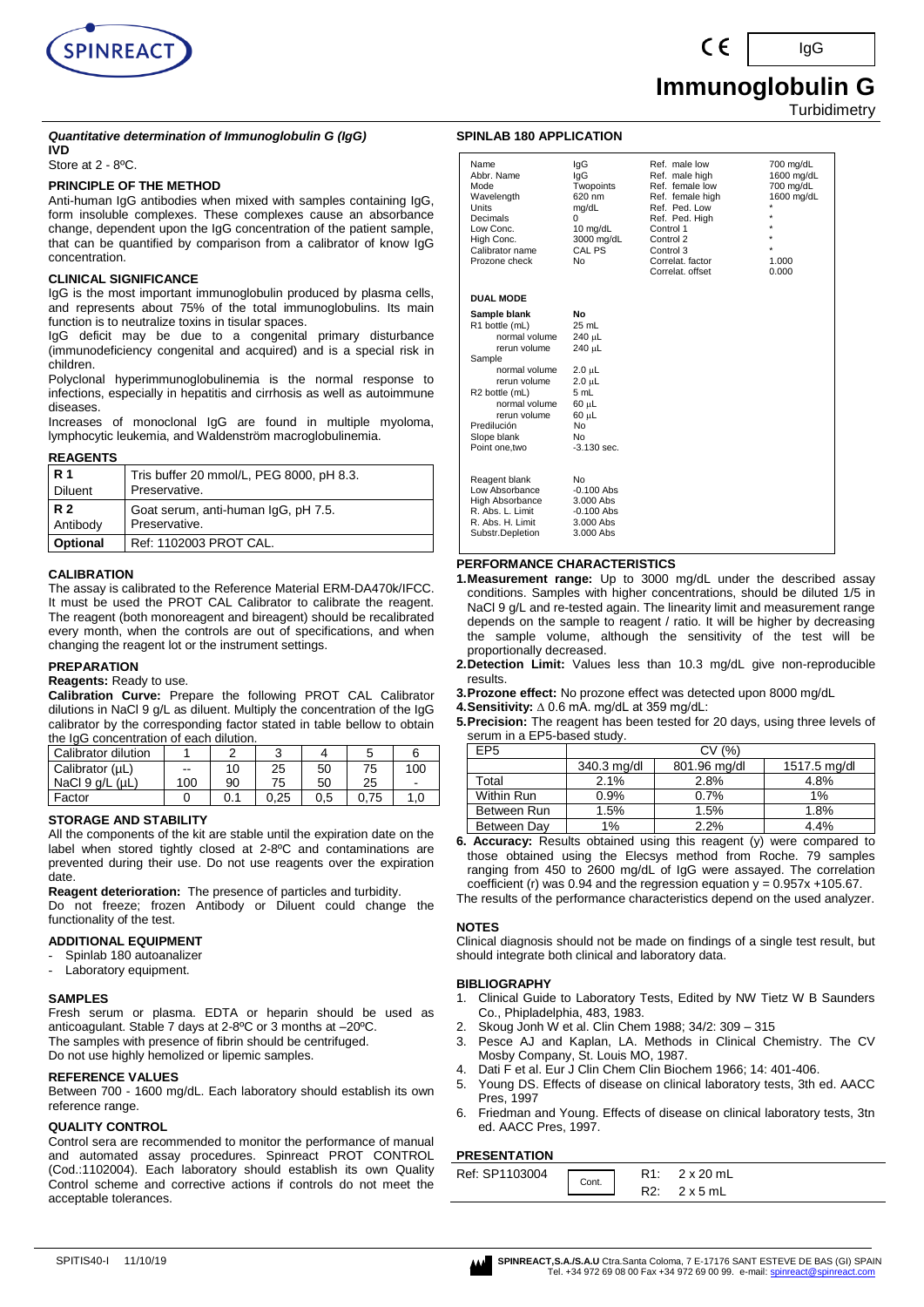# Immunoglobulin G

IgG

Turbidimetry

***Quantitative determination of Immunoglobulin G (IgG)***

**IVD**

Store at 2 - 8ºC.

## PRINCIPLE OF THE METHOD

Anti-human IgG antibodies when mixed with samples containing IgG, form insoluble complexes. These complexes cause an absorbance change, dependent upon the IgG concentration of the patient sample, that can be quantified by comparison from a calibrator of know IgG concentration.

## CLINICAL SIGNIFICANCE

IgG is the most important immunoglobulin produced by plasma cells, and represents about 75% of the total immunoglobulins. Its main function is to neutralize toxins in tisular spaces.

IgG deficit may be due to a congenital primary disturbance (immunodeficiency congenital and acquired) and is a special risk in children.

Polyclonal hyperimmunoglobulinemia is the normal response to infections, especially in hepatitis and cirrhosis as well as autoimmune diseases.

Increases of monoclonal IgG are found in multiple myoloma, lymphocytic leukemia, and Waldenström macroglobulinemia.

## REAGENTS

| | |
|---|---|
| **R 1** Diluent | Tris buffer 20 mmol/L, PEG 8000, pH 8.3. Preservative. |
| **R 2** Antibody | Goat serum, anti-human IgG, pH 7.5. Preservative. |
| **Optional** | Ref: 1102003 PROT CAL. |

## CALIBRATION

The assay is calibrated to the Reference Material ERM-DA470k/IFCC. It must be used the PROT CAL Calibrator to calibrate the reagent. The reagent (both monoreagent and bireagent) should be recalibrated every month, when the controls are out of specifications, and when changing the reagent lot or the instrument settings.

## PREPARATION

**Reagents:** Ready to use.

**Calibration Curve:** Prepare the following PROT CAL Calibrator dilutions in NaCl 9 g/L as diluent. Multiply the concentration of the IgG calibrator by the corresponding factor stated in table bellow to obtain the IgG concentration of each dilution.

| Calibrator dilution | 1 | 2 | 3 | 4 | 5 | 6 |
|---|---|---|---|---|---|---|
| Calibrator (µL) | -- | 10 | 25 | 50 | 75 | 100 |
| NaCl 9 g/L (µL) | 100 | 90 | 75 | 50 | 25 | - |
| Factor | 0 | 0.1 | 0,25 | 0,5 | 0,75 | 1,0 |

## STORAGE AND STABILITY

All the components of the kit are stable until the expiration date on the label when stored tightly closed at 2-8ºC and contaminations are prevented during their use. Do not use reagents over the expiration date.

**Reagent deterioration:** The presence of particles and turbidity.

Do not freeze; frozen Antibody or Diluent could change the functionality of the test.

## ADDITIONAL EQUIPMENT

- Spinlab 180 autoanalizer
- Laboratory equipment.

## SAMPLES

Fresh serum or plasma. EDTA or heparin should be used as anticoagulant. Stable 7 days at 2-8ºC or 3 months at –20ºC.

The samples with presence of fibrin should be centrifuged.

Do not use highly hemolized or lipemic samples.

## REFERENCE VALUES

Between 700 - 1600 mg/dL. Each laboratory should establish its own reference range.

## QUALITY CONTROL

Control sera are recommended to monitor the performance of manual and automated assay procedures. Spinreact PROT CONTROL (Cod.:1102004). Each laboratory should establish its own Quality Control scheme and corrective actions if controls do not meet the acceptable tolerances.

## SPINLAB 180 APPLICATION

| | | | |
|---|---|---|---|
| Name | IgG | Ref. male low | 700 mg/dL |
| Abbr. Name | IgG | Ref. male high | 1600 mg/dL |
| Mode | Twopoints | Ref. female low | 700 mg/dL |
| Wavelength | 620 nm | Ref. female high | 1600 mg/dL |
| Units | mg/dL | Ref. Ped. Low | * |
| Decimals | 0 | Ref. Ped. High | * |
| Low Conc. | 10 mg/dL | Control 1 | * |
| High Conc. | 3000 mg/dL | Control 2 | * |
| Calibrator name | CAL PS | Control 3 | * |
| Prozone check | No | Correlat. factor | 1.000 |
| | | Correlat. offset | 0.000 |

**DUAL MODE**

| | |
|---|---|
| **Sample blank** | **No** |
| R1 bottle (mL) | 25 mL |
| normal volume | 240 µL |
| rerun volume | 240 µL |
| Sample | |
| normal volume | 2.0 µL |
| rerun volume | 2.0 µL |
| R2 bottle (mL) | 5 mL |
| normal volume | 60 µL |
| rerun volume | 60 µL |
| Predilución | No |
| Slope blank | No |
| Point one,two | -3.130 sec. |
| Reagent blank | No |
| Low Absorbance | -0.100 Abs |
| High Absorbance | 3.000 Abs |
| R. Abs. L. Limit | -0.100 Abs |
| R. Abs. H. Limit | 3.000 Abs |
| Substr.Depletion | 3.000 Abs |

## PERFORMANCE CHARACTERISTICS

1. **Measurement range:** Up to 3000 mg/dL under the described assay conditions. Samples with higher concentrations, should be diluted 1/5 in NaCl 9 g/L and re-tested again. The linearity limit and measurement range depends on the sample to reagent / ratio. It will be higher by decreasing the sample volume, although the sensitivity of the test will be proportionally decreased.
2. **Detection Limit:** Values less than 10.3 mg/dL give non-reproducible results.
3. **Prozone effect:** No prozone effect was detected upon 8000 mg/dL
4. **Sensitivity:** $\Delta$ 0.6 mA. mg/dL at 359 mg/dL:
5. **Precision:** The reagent has been tested for 20 days, using three levels of serum in a EP5-based study.

| EP5 | CV (%) | | |
|---|---|---|---|
| | 340.3 mg/dl | 801.96 mg/dl | 1517.5 mg/dl |
| Total | 2.1% | 2.8% | 4.8% |
| Within Run | 0.9% | 0.7% | 1% |
| Between Run | 1.5% | 1.5% | 1.8% |
| Between Day | 1% | 2.2% | 4.4% |

6. **Accuracy:** Results obtained using this reagent (y) were compared to those obtained using the Elecsys method from Roche. 79 samples ranging from 450 to 2600 mg/dL of IgG were assayed. The correlation coefficient (r) was 0.94 and the regression equation $y = 0.957x + 105.67$.

The results of the performance characteristics depend on the used analyzer.

## NOTES

Clinical diagnosis should not be made on findings of a single test result, but should integrate both clinical and laboratory data.

## BIBLIOGRAPHY

1. Clinical Guide to Laboratory Tests, Edited by NW Tietz W B Saunders Co., Phipladelphia, 483, 1983.
2. Skoug Jonh W et al. Clin Chem 1988; 34/2: 309 – 315
3. Pesce AJ and Kaplan, LA. Methods in Clinical Chemistry. The CV Mosby Company, St. Louis MO, 1987.
4. Dati F et al. Eur J Clin Chem Clin Biochem 1966; 14: 401-406.
5. Young DS. Effects of disease on clinical laboratory tests, 3th ed. AACC Pres, 1997
6. Friedman and Young. Effects of disease on clinical laboratory tests, 3tn ed. AACC Pres, 1997.

## PRESENTATION

| | | |
|---|---|---|
| Ref: SP1103004 | Cont. | R1: 2 x 20 mL<br>R2: 2 x 5 mL |

SPITIS40-I 11/10/19

**SPINREACT,S.A./S.A.U** Ctra.Santa Coloma, 7 E-17176 SANT ESTEVE DE BAS (GI) SPAIN Tel. +34 972 69 08 00 Fax +34 972 69 00 99. e-mail: spinreact@spinreact.com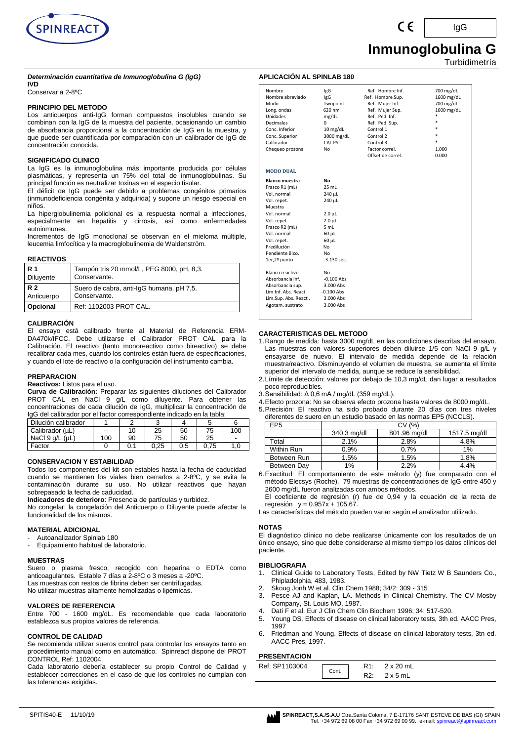IgG

# Inmunoglobulina G

Turbidimetría

***Determinación cuantitativa de Inmunoglobulina G (IgG)***

**IVD**

Conservar a 2-8ºC

### PRINCIPIO DEL METODO

Los anticuerpos anti-IgG forman compuestos insolubles cuando se combinan con la IgG de la muestra del paciente, ocasionando un cambio de absorbancia proporcional a la concentración de IgG en la muestra, y que puede ser cuantificada por comparación con un calibrador de IgG de concentración conocida.

### SIGNIFICADO CLINICO

La IgG es la inmunoglobulina más importante producida por células plasmáticas, y representa un 75% del total de inmunoglobulinas. Su principal función es neutralizar toxinas en el especio tisular.

El déficit de IgG puede ser debido a problemas congénitos primarios (inmunodeficiencia congénita y adquirida) y supone un riesgo especial en niños.

La hiperglobulinemia policlonal es la respuesta normal a infecciones, especialmente en hepatitis y cirrosis, así como enfermedades autoinmunes.

Incrementos de IgG monoclonal se observan en el mieloma múltiple, leucemia limfocítica y la macroglobulinemia de Waldenström.

### REACTIVOS

| | |
|---|---|
| **R 1** Diluyente | Tampón tris 20 mmol/L, PEG 8000, pH, 8,3. Conservante. |
| **R 2** Anticuerpo | Suero de cabra, anti-IgG humana, pH 7,5. Conservante. |
| **Opcional** | Ref: 1102003 PROT CAL. |

### CALIBRACIÓN

El ensayo está calibrado frente al Material de Referencia ERM-DA470k/IFCC. Debe utilizarse el Calibrador PROT CAL para la Calibración. El reactivo (tanto monoreactivo como bireactivo) se debe recalibrar cada mes, cuando los controles están fuera de especificaciones, y cuando el lote de reactivo o la configuración del instrumento cambia.

### PREPARACION

**Reactivos:** Listos para el uso.

**Curva de Calibración:** Preparar las siguientes diluciones del Calibrador PROT CAL en NaCl 9 g/L como diluyente. Para obtener las concentraciones de cada dilución de IgG, multiplicar la concentración de IgG del calibrador por el factor correspondiente indicado en la tabla:

| Dilución calibrador | 1 | 2 | 3 | 4 | 5 | 6 |
|---|---|---|---|---|---|---|
| Calibrador (µL) | -- | 10 | 25 | 50 | 75 | 100 |
| NaCl 9 g/L (µL) | 100 | 90 | 75 | 50 | 25 | - |
| Factor | 0 | 0.1 | 0,25 | 0,5 | 0,75 | 1,0 |

### CONSERVACION Y ESTABILIDAD

Todos los componentes del kit son estables hasta la fecha de caducidad cuando se mantienen los viales bien cerrados a 2-8ºC, y se evita la contaminación durante su uso. No utilizar reactivos que hayan sobrepasado la fecha de caducidad.

**Indicadores de deterioro**: Presencia de partículas y turbidez.

No congelar; la congelación del Anticuerpo o Diluyente puede afectar la funcionalidad de los mismos.

### MATERIAL ADICIONAL

- Autoanalizador Spinlab 180
- Equipamiento habitual de laboratorio.

### MUESTRAS

Suero o plasma fresco, recogido con heparina o EDTA como anticoagulantes. Estable 7 días a 2-8ºC o 3 meses a -20ºC.

Las muestras con restos de fibrina deben ser centrifugadas.

No utilizar muestras altamente hemolizadas o lipémicas.

### VALORES DE REFERENCIA

Entre 700 - 1600 mg/dL. Es recomendable que cada laboratorio establezca sus propios valores de referencia.

### CONTROL DE CALIDAD

Se recomienda utilizar sueros control para controlar los ensayos tanto en procedimiento manual como en automático. Spinreact dispone del PROT CONTROL Ref: 1102004.

Cada laboratorio debería establecer su propio Control de Calidad y establecer correcciones en el caso de que los controles no cumplan con las tolerancias exigidas.

### APLICACIÓN AL SPINLAB 180

| | | | |
|---|---|---|---|
| Nombre | IgG | Ref. Hombre Inf. | 700 mg/dL |
| Nombre abreviado | IgG | Ref. Hombre Sup. | 1600 mg/dL |
| Modo | Twopoint | Ref. Mujer Inf. | 700 mg/dL |
| Long. ondas | 620 nm | Ref. Mujer Sup. | 1600 mg/dL |
| Unidades | mg/dL | Ref. Ped. Inf. | * |
| Decimales | 0 | Ref. Ped. Sup. | * |
| Conc. Inferior | 10 mg/dL | Control 1 | * |
| Conc. Superior | 3000 mg/dL | Control 2 | * |
| Calibrador | CAL PS | Control 3 | * |
| Chequeo prozona | No | Factor correl. | 1.000 |
| | | Offset de correl. | 0.000 |

**MODO DUAL**

| | |
|---|---|
| **Blanco muestra** | **No** |
| Frasco R1 (mL) | 25 mL |
| Vol. normal | 240 µL |
| Vol. repet. | 240 µL |
| Muestra | |
| Vol. normal | 2.0 µL |
| Vol. repet. | 2.0 µL |
| Frasco R2 (mL) | 5 mL |
| Vol. normal | 60 µL |
| Vol. repet. | 60 µL |
| Predilución | No |
| Pendiente Blco. | No |
| 1er,2º punto | -3.130 sec. |
| Blanco reactivo | No |
| Absorbancia inf. | -0.100 Abs |
| Absorbancia sup. | 3.000 Abs |
| Lim.Inf. Abs. React. | -0.100 Abs |
| Lim.Sup. Abs. React . | 3.000 Abs |
| Agotam. sustrato | 3.000 Abs |

### CARACTERISTICAS DEL METODO

1. Rango de medida: hasta 3000 mg/dL en las condiciones descritas del ensayo. Las muestras con valores superiores deben diluirse 1/5 con NaCl 9 g/L y ensayarse de nuevo. El intervalo de medida depende de la relación muestra/reactivo. Disminuyendo el volumen de muestra, se aumenta el límite superior del intervalo de medida, aunque se reduce la sensibilidad.
2. Límite de detección: valores por debajo de 10,3 mg/dL dan lugar a resultados poco reproducibles.
3. Sensibilidad: Δ 0,6 mA / mg/dL (359 mg/dL).
4. Efecto prozona: No se observa efecto prozona hasta valores de 8000 mg/dL.
5. Precisión: El reactivo ha sido probado durante 20 días con tres niveles diferentes de suero en un estudio basado en las normas EP5 (NCCLS).

| EP5 | CV (%) | | |
|---|---|---|---|
| | 340.3 mg/dl | 801.96 mg/dl | 1517.5 mg/dl |
| Total | 2.1% | 2.8% | 4.8% |
| Within Run | 0.9% | 0.7% | 1% |
| Between Run | 1.5% | 1.5% | 1.8% |
| Between Day | 1% | 2.2% | 4.4% |

6. Exactitud: El comportamiento de este método (y) fue comparado con el método Elecsys (Roche). 79 muestras de concentraciones de IgG entre 450 y 2600 mg/dL fueron analizadas con ambos métodos.
   El coeficiente de regresión (r) fue de 0,94 y la ecuación de la recta de regresión $y = 0.957x + 105.67$.

Las características del método pueden variar según el analizador utilizado.

### NOTAS

El diagnóstico clínico no debe realizarse únicamente con los resultados de un único ensayo, sino que debe considerarse al mismo tiempo los datos clínicos del paciente.

### BIBLIOGRAFIA

1. Clinical Guide to Laboratory Tests, Edited by NW Tietz W B Saunders Co., Phipladelphia, 483, 1983.
2. Skoug Jonh W et al. Clin Chem 1988; 34/2: 309 - 315
3. Pesce AJ and Kaplan, LA. Methods in Clinical Chemistry. The CV Mosby Company, St. Louis MO, 1987.
4. Dati F et al. Eur J Clin Chem Clin Biochem 1996; 34: 517-520.
5. Young DS. Effects of disease on clinical laboratory tests, 3th ed. AACC Pres, 1997
6. Friedman and Young. Effects of disease on clinical laboratory tests, 3tn ed. AACC Pres, 1997.

### PRESENTACION

| | | |
|---|---|---|
| Ref: SP1103004 | Cont. | R1: 2 x 20 mL<br>R2: 2 x 5 mL |

SPITIS40-E 11/10/19

**SPINREACT,S.A./S.A.U** Ctra.Santa Coloma, 7 E-17176 SANT ESTEVE DE BAS (GI) SPAIN Tel. +34 972 69 08 00 Fax +34 972 69 00 99. e-mail: spinreact@spinreact.com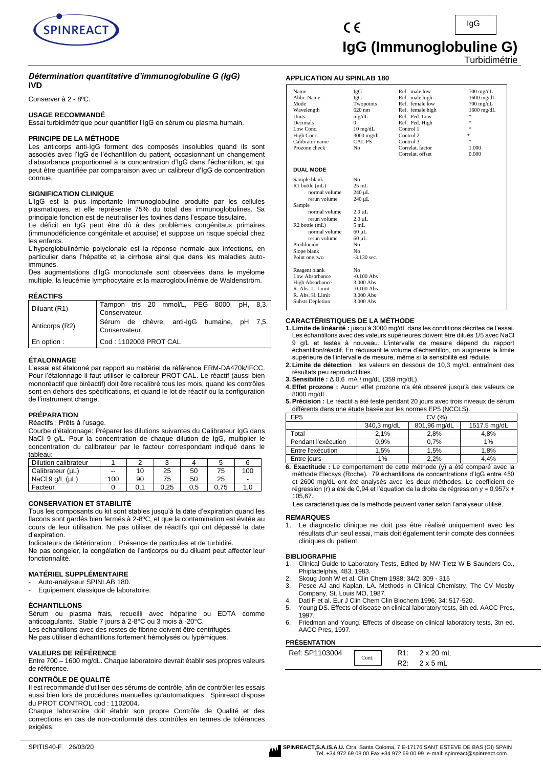IgG

# IgG (Immunoglobuline G)

Turbidimétrie

### *Détermination quantitative d'immunoglobuline G (IgG)*
**IVD**

Conserver à 2 - 8ºC.

## USAGE RECOMMANDÉ

Essai turbidimétrique pour quantifier l'IgG en sérum ou plasma humain.

## PRINCIPE DE LA MÉTHODE

Les anticorps anti-IgG forment des composés insolubles quand ils sont associés avec l'IgG de l'échantillon du patient, occasionnant un changement d'absorbance proportionnel à la concentration d'IgG dans l'échantillon, et qui peut être quantifiée par comparaison avec un calibreur d'IgG de concentration connue.

## SIGNIFICATION CLINIQUE

L'IgG est la plus importante immunoglobuline produite par les cellules plasmatiques, et elle représente 75% du total des immunoglobulines. Sa principale fonction est de neutraliser les toxines dans l'espace tissulaire.

Le déficit en IgG peut être dû à des problèmes congénitaux primaires (immunodéficience congénitale et acquise) et suppose un risque spécial chez les enfants.

L'hyperglobulinémie polyclonale est la réponse normale aux infections, en particulier dans l'hépatite et la cirrhose ainsi que dans les maladies auto-immunes.

Des augmentations d'IgG monoclonale sont observées dans le myélome multiple, la leucémie lymphocytaire et la macroglobulinémie de Waldenström.

## RÉACTIFS

| | |
|---|---|
| Diluant (R1) | Tampon tris 20 mmol/L, PEG 8000, pH, 8,3. Conservateur. |
| Anticorps (R2) | Sérum de chèvre, anti-IgG humaine, pH 7,5. Conservateur. |
| En option : | Cod : 1102003 PROT CAL |

## ÉTALONNAGE

L'essai est étalonné par rapport au matériel de référence ERM-DA470k/IFCC. Pour l'étalonnage il faut utiliser le calibreur PROT CAL. Le réactif (aussi bien monoréactif que biréactif) doit être recalibré tous les mois, quand les contrôles sont en dehors des spécifications, et quand le lot de réactif ou la configuration de l'instrument change.

## PRÉPARATION

Réactifs : Prêts à l'usage.

Courbe d'étalonnage: Préparer les dilutions suivantes du Calibrateur IgG dans NaCl 9 g/L. Pour la concentration de chaque dilution de IgG, multiplier le concentration du calibrateur par le facteur correspondant indiqué dans le tableau:

| Dilution calibrateur | 1 | 2 | 3 | 4 | 5 | 6 |
|---|---|---|---|---|---|---|
| Calibrateur (µL) | -- | 10 | 25 | 50 | 75 | 100 |
| NaCl 9 g/L (µL) | 100 | 90 | 75 | 50 | 25 | - |
| Facteur | 0 | 0,1 | 0,25 | 0,5 | 0,75 | 1,0 |

## CONSERVATION ET STABILITÉ

Tous les composants du kit sont stables jusqu'à la date d'expiration quand les flacons sont gardés bien fermés à 2-8ºC, et que la contamination est évitée au cours de leur utilisation. Ne pas utiliser de réactifs qui ont dépassé la date d'expiration.

Indicateurs de détérioration : Présence de particules et de turbidité.

Ne pas congeler, la congélation de l'anticorps ou du diluant peut affecter leur fonctionnalité.

## MATÉRIEL SUPPLÉMENTAIRE

- Auto-analyseur SPINLAB 180.
- Equipement classique de laboratoire.

## ÉCHANTILLONS

Sérum ou plasma frais, recueilli avec héparine ou EDTA comme anticoagulants. Stable 7 jours à 2-8°C ou 3 mois à -20°C.

Les échantillons avec des restes de fibrine doivent être centrifugés.

Ne pas utiliser d'échantillons fortement hémolysés ou lypémiques.

## VALEURS DE RÉFÉRENCE

Entre 700 – 1600 mg/dL. Chaque laboratoire devrait établir ses propres valeurs de référence.

## CONTRÔLE DE QUALITÉ

Il est recommandé d'utiliser des sérums de contrôle, afin de contrôler les essais aussi bien lors de procédures manuelles qu'automatiques. Spinreact dispose du PROT CONTROL cod : 1102004.

Chaque laboratoire doit établir son propre Contrôle de Qualité et des corrections en cas de non-conformité des contrôles en termes de tolérances exigées.

## APPLICATION AU SPINLAB 180

| | | | |
|---|---|---|---|
| Name | IgG | Ref. male low | 700 mg/dL |
| Abbr. Name | IgG | Ref. male high | 1600 mg/dL |
| Mode | Twopoints | Ref. female low | 700 mg/dL |
| Wavelength | 620 nm | Ref. female high | 1600 mg/dL |
| Units | mg/dL | Ref. Ped. Low | * |
| Decimals | 0 | Ref. Ped. High | * |
| Low Conc. | 10 mg/dL | Control 1 | * |
| High Conc. | 3000 mg/dL | Control 2 | * |
| Calibrator name | CAL PS | Control 3 | * |
| Prozone check | No | Correlat. factor | 1.000 |
| | | Correlat. offset | 0.000 |

**DUAL MODE**

| | |
|---|---|
| Sample blank | No |
| R1 bottle (mL) | 25 mL |
| normal volume | 240 µL |
| rerun volume | 240 µL |
| Sample | |
| normal volume | 2.0 µL |
| rerun volume | 2.0 µL |
| R2 bottle (mL) | 5 mL |
| normal volume | 60 µL |
| rerun volume | 60 µL |
| Predilución | No |
| Slope blank | No |
| Point one,two | -3.130 sec. |
| Reagent blank | No |
| Low Absorbance | -0.100 Abs |
| High Absorbance | 3.000 Abs |
| R. Abs. L. Limit | -0.100 Abs |
| R. Abs. H. Limit | 3.000 Abs |
| Substr.Depletion | 3.000 Abs |

## CARACTÉRISTIQUES DE LA MÉTHODE

1. **Limite de linéarité :** jusqu'à 3000 mg/dL dans les conditions décrites de l'essai. Les échantillons avec des valeurs supérieures doivent être dilués 1/5 avec NaCl 9 g/L et testés à nouveau. L'intervalle de mesure dépend du rapport échantillon/réactif. En réduisant le volume d'échantillon, on augmente la limite supérieure de l'intervalle de mesure, même si la sensibilité est réduite.
2. **Limite de détection** : les valeurs en dessous de 10,3 mg/dL entraînent des résultats peu reproductibles.
3. **Sensibilité :** Δ 0,6 mA / mg/dL (359 mg/dL).
4. **Effet prozone :** Aucun effet prozone n'a été observé jusqu'à des valeurs de 8000 mg/dL.
5. **Précision :** Le réactif a été testé pendant 20 jours avec trois niveaux de sérum différents dans une étude basée sur les normes EP5 (NCCLS).

| EP5 | CV (%) | | |
|---|---|---|---|
| | 340,3 mg/dL | 801,96 mg/dL | 1517,5 mg/dL |
| Total | 2,1% | 2,8% | 4,8% |
| Pendant l'exécution | 0,9% | 0,7% | 1% |
| Entre l'exécution | 1,5% | 1,5% | 1,8% |
| Entre jours | 1% | 2,2% | 4,4% |

6. **Exactitude :** Le comportement de cette méthode (y) a été comparé avec la méthode Elecsys (Roche). 79 échantillons de concentrations d'IgG entre 450 et 2600 mg/dL ont été analysés avec les deux méthodes. Le coefficient de régression (r) a été de 0,94 et l'équation de la droite de régression $y = 0{,}957x + 105{,}67$.

Les caractéristiques de la méthode peuvent varier selon l'analyseur utilisé.

## REMARQUES

1. Le diagnostic clinique ne doit pas être réalisé uniquement avec les résultats d'un seul essai, mais doit également tenir compte des données cliniques du patient.

## BIBLIOGRAPHIE

1. Clinical Guide to Laboratory Tests, Edited by NW Tietz W B Saunders Co., Phipladelphia, 483, 1983.
2. Skoug Jonh W et al. Clin Chem 1988; 34/2: 309 - 315
3. Pesce AJ and Kaplan, LA. Methods in Clinical Chemistry. The CV Mosby Company, St. Louis MO, 1987.
4. Dati F et al. Eur J Clin Chem Clin Biochem 1996; 34: 517-520.
5. Young DS. Effects of disease on clinical laboratory tests, 3th ed. AACC Pres, 1997.
6. Friedman and Young. Effects of disease on clinical laboratory tests, 3tn ed. AACC Pres, 1997.

## PRÉSENTATION

| Ref: SP1103004 | Cont. | R1: 2 x 20 mL |
|---|---|---|
| | | R2: 2 x 5 mL |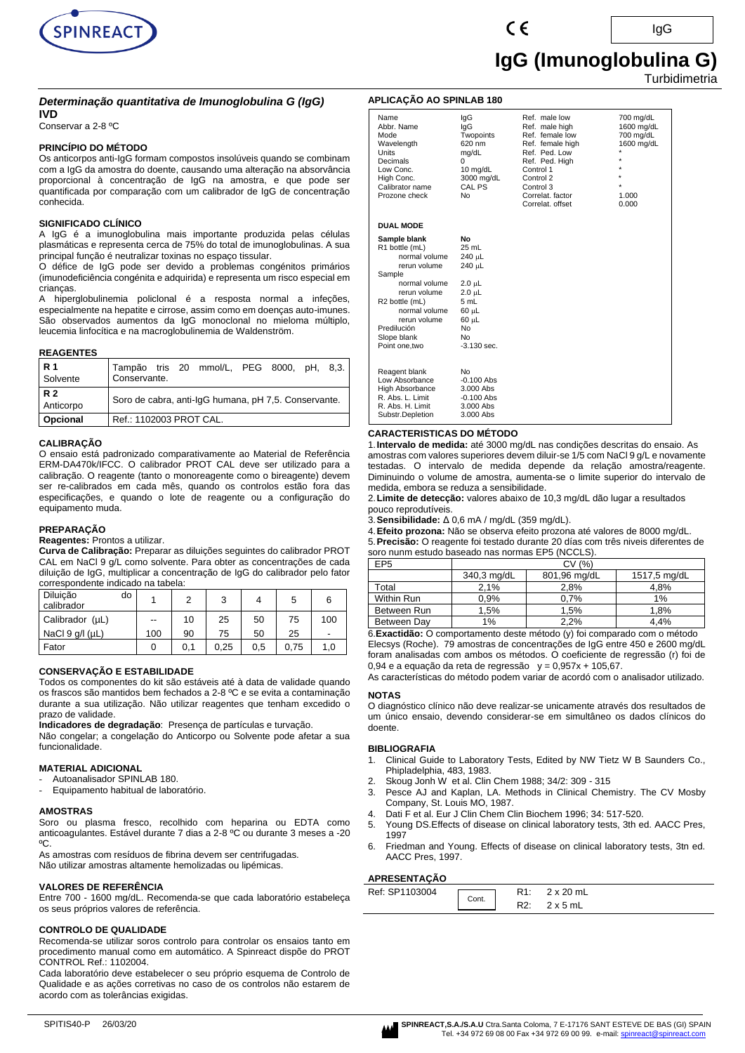SPINREACT

CE

IgG

# IgG (Imunoglobulina G)

Turbidimetria

## *Determinação quantitativa de Imunoglobulina G (IgG)*

**IVD**

Conservar a 2-8 ºC

### PRINCÍPIO DO MÉTODO

Os anticorpos anti-IgG formam compostos insolúveis quando se combinam com a IgG da amostra do doente, causando uma alteração na absorvância proporcional à concentração de IgG na amostra, e que pode ser quantificada por comparação com um calibrador de IgG de concentração conhecida.

### SIGNIFICADO CLÍNICO

A IgG é a imunoglobulina mais importante produzida pelas células plasmáticas e representa cerca de 75% do total de imunoglobulinas. A sua principal função é neutralizar toxinas no espaço tissular.

O défice de IgG pode ser devido a problemas congénitos primários (imunodeficiência congénita e adquirida) e representa um risco especial em crianças.

A hiperglobulinemia policlonal é a resposta normal a infeções, especialmente na hepatite e cirrose, assim como em doenças auto-imunes. São observados aumentos da IgG monoclonal no mieloma múltiplo, leucemia linfocítica e na macroglobulinemia de Waldenström.

### REAGENTES

| | |
|---|---|
| **R 1** Solvente | Tampão tris 20 mmol/L, PEG 8000, pH, 8,3. Conservante. |
| **R 2** Anticorpo | Soro de cabra, anti-IgG humana, pH 7,5. Conservante. |
| **Opcional** | Ref.: 1102003 PROT CAL. |

### CALIBRAÇÃO

O ensaio está padronizado comparativamente ao Material de Referência ERM-DA470k/IFCC. O calibrador PROT CAL deve ser utilizado para a calibração. O reagente (tanto o monoreagente como o bireagente) devem ser re-calibrados em cada mês, quando os controlos estão fora das especificações, e quando o lote de reagente ou a configuração do equipamento muda.

### PREPARAÇÃO

**Reagentes:** Prontos a utilizar.

**Curva de Calibração:** Preparar as diluições seguintes do calibrador PROT CAL em NaCl 9 g/L como solvente. Para obter as concentrações de cada diluição de IgG, multiplicar a concentração de IgG do calibrador pelo fator correspondente indicado na tabela:

| Diluição do calibrador | 1 | 2 | 3 | 4 | 5 | 6 |
|---|---|---|---|---|---|---|
| Calibrador (µL) | -- | 10 | 25 | 50 | 75 | 100 |
| NaCl 9 g/l (µL) | 100 | 90 | 75 | 50 | 25 | - |
| Fator | 0 | 0,1 | 0,25 | 0,5 | 0,75 | 1,0 |

### CONSERVAÇÃO E ESTABILIDADE

Todos os componentes do kit são estáveis até à data de validade quando os frascos são mantidos bem fechados a 2-8 ºC e se evita a contaminação durante a sua utilização. Não utilizar reagentes que tenham excedido o prazo de validade.

**Indicadores de degradação**: Presença de partículas e turvação.

Não congelar; a congelação do Anticorpo ou Solvente pode afetar a sua funcionalidade.

### MATERIAL ADICIONAL

- Autoanalisador SPINLAB 180.
- Equipamento habitual de laboratório.

### AMOSTRAS

Soro ou plasma fresco, recolhido com heparina ou EDTA como anticoagulantes. Estável durante 7 dias a 2-8 ºC ou durante 3 meses a -20 ºC.

As amostras com resíduos de fibrina devem ser centrifugadas.

Não utilizar amostras altamente hemolizadas ou lipémicas.

### VALORES DE REFERÊNCIA

Entre 700 - 1600 mg/dL. Recomenda-se que cada laboratório estabeleça os seus próprios valores de referência.

### CONTROLO DE QUALIDADE

Recomenda-se utilizar soros controlo para controlar os ensaios tanto em procedimento manual como em automático. A Spinreact dispõe do PROT CONTROL Ref.: 1102004.

Cada laboratório deve estabelecer o seu próprio esquema de Controlo de Qualidade e as ações corretivas no caso de os controlos não estarem de acordo com as tolerâncias exigidas.

### APLICAÇÃO AO SPINLAB 180

| | | | |
|---|---|---|---|
| Name | IgG | Ref. male low | 700 mg/dL |
| Abbr. Name | IgG | Ref. male high | 1600 mg/dL |
| Mode | Twopoints | Ref. female low | 700 mg/dL |
| Wavelength | 620 nm | Ref. female high | 1600 mg/dL |
| Units | mg/dL | Ref. Ped. Low | * |
| Decimals | 0 | Ref. Ped. High | * |
| Low Conc. | 10 mg/dL | Control 1 | * |
| High Conc. | 3000 mg/dL | Control 2 | * |
| Calibrator name | CAL PS | Control 3 | * |
| Prozone check | No | Correlat. factor | 1.000 |
| | | Correlat. offset | 0.000 |

**DUAL MODE**

| | |
|---|---|
| **Sample blank** | **No** |
| R1 bottle (mL) | 25 mL |
| normal volume | 240 µL |
| rerun volume | 240 µL |
| Sample | |
| normal volume | 2.0 µL |
| rerun volume | 2.0 µL |
| R2 bottle (mL) | 5 mL |
| normal volume | 60 µL |
| rerun volume | 60 µL |
| Predilución | No |
| Slope blank | No |
| Point one,two | -3.130 sec. |
| Reagent blank | No |
| Low Absorbance | -0.100 Abs |
| High Absorbance | 3.000 Abs |
| R. Abs. L. Limit | -0.100 Abs |
| R. Abs. H. Limit | 3.000 Abs |
| Substr.Depletion | 3.000 Abs |

### CARACTERISTICAS DO MÉTODO

1. **Intervalo de medida:** até 3000 mg/dL nas condições descritas do ensaio. As amostras com valores superiores devem diluir-se 1/5 com NaCl 9 g/L e novamente testadas. O intervalo de medida depende da relação amostra/reagente. Diminuindo o volume de amostra, aumenta-se o limite superior do intervalo de medida, embora se reduza a sensibilidade.
2. **Limite de detecção:** valores abaixo de 10,3 mg/dL dão lugar a resultados pouco reprodutíveis.
3. **Sensibilidade:** Δ 0,6 mA / mg/dL (359 mg/dL).
4. **Efeito prozona:** Não se observa efeito prozona até valores de 8000 mg/dL.
5. **Precisão:** O reagente foi testado durante 20 días com três niveis diferentes de soro nunm estudo baseado nas normas EP5 (NCCLS).

| EP5 | CV (%) | | |
|---|---|---|---|
| | 340,3 mg/dL | 801,96 mg/dL | 1517,5 mg/dL |
| Total | 2,1% | 2,8% | 4,8% |
| Within Run | 0,9% | 0,7% | 1% |
| Between Run | 1,5% | 1,5% | 1,8% |
| Between Day | 1% | 2,2% | 4,4% |

6. **Exactidão:** O comportamento deste método (y) foi comparado com o método Elecsys (Roche). 79 amostras de concentrações de IgG entre 450 e 2600 mg/dL foram analisadas com ambos os métodos. O coeficiente de regressão (r) foi de 0,94 e a equação da reta de regressão $y = 0{,}957x + 105{,}67$.

As características do método podem variar de acordó com o analisador utilizado.

### NOTAS

O diagnóstico clínico não deve realizar-se unicamente através dos resultados de um único ensaio, devendo considerar-se em simultâneo os dados clínicos do doente.

### BIBLIOGRAFIA

1. Clinical Guide to Laboratory Tests, Edited by NW Tietz W B Saunders Co., Phipladelphia, 483, 1983.
2. Skoug Jonh W et al. Clin Chem 1988; 34/2: 309 - 315
3. Pesce AJ and Kaplan, LA. Methods in Clinical Chemistry. The CV Mosby Company, St. Louis MO, 1987.
4. Dati F et al. Eur J Clin Chem Clin Biochem 1996; 34: 517-520.
5. Young DS.Effects of disease on clinical laboratory tests, 3th ed. AACC Pres, 1997
6. Friedman and Young. Effects of disease on clinical laboratory tests, 3tn ed. AACC Pres, 1997.

### APRESENTAÇÃO

| | | |
|---|---|---|
| Ref: SP1103004 | Cont. | R1: 2 x 20 mL<br>R2: 2 x 5 mL |

SPITIS40-P 26/03/20

**SPINREACT,S.A./S.A.U** Ctra.Santa Coloma, 7 E-17176 SANT ESTEVE DE BAS (GI) SPAIN Tel. +34 972 69 08 00 Fax +34 972 69 00 99. e-mail: spinreact@spinreact.com